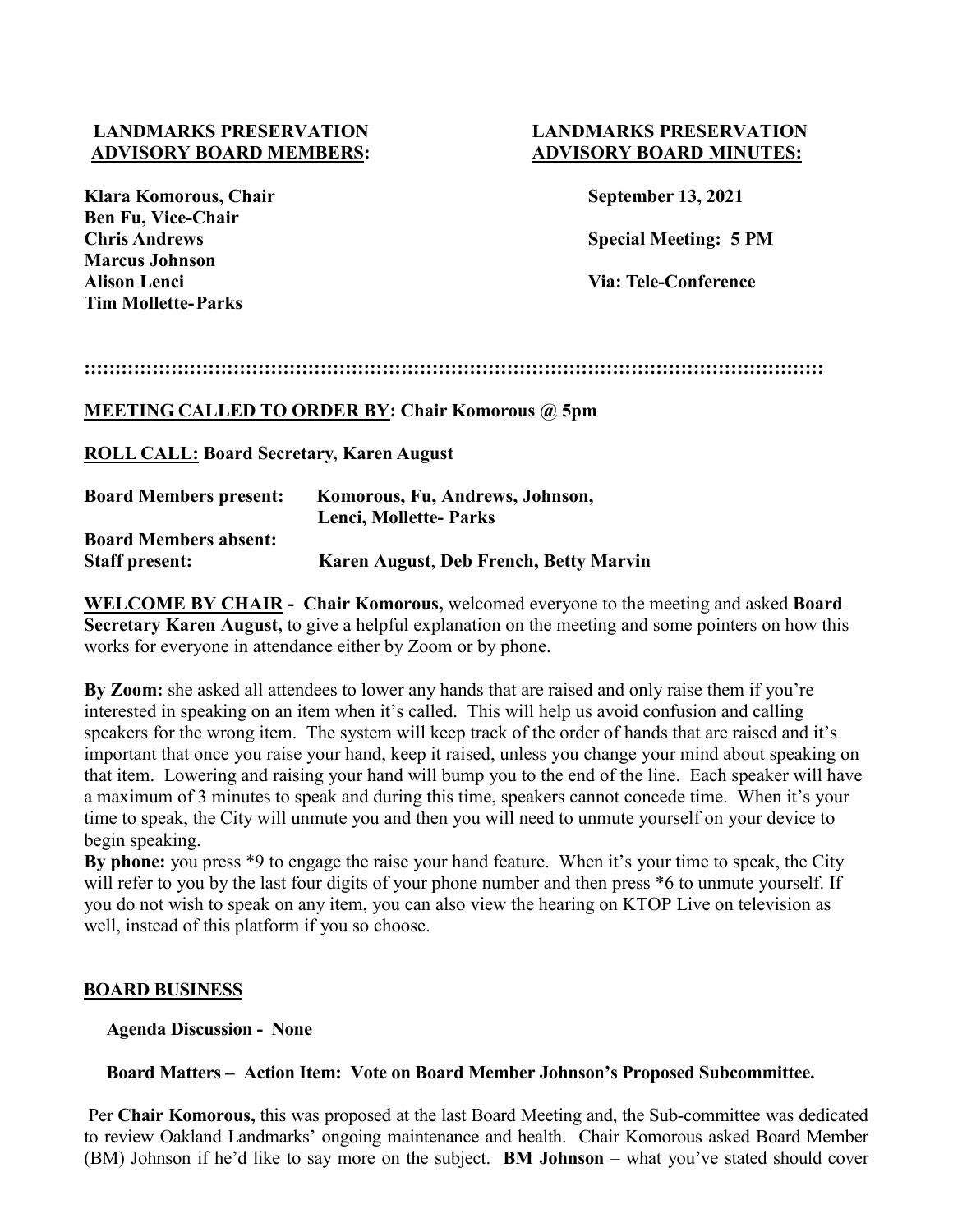**LANDMARKS PRESERVATION ADVISORY BOARD MEMBERS:**

**Klara Komorous, Chair**
**Ben Fu, Vice-Chair**
**Chris Andrews**
**Marcus Johnson**
**Alison Lenci**
**Tim Mollette-Parks**

**LANDMARKS PRESERVATION ADVISORY BOARD MINUTES:**

**September 13, 2021**

**Special Meeting: 5 PM**

**Via: Tele-Conference**

::::::::::::::::::::::::::::::::::::::::::::::::::::::::::::::::::::::::::::::::::::::::::::::::::::::::::::::::::::::::

**MEETING CALLED TO ORDER BY: Chair Komorous @ 5pm**

**ROLL CALL: Board Secretary, Karen August**

| | |
|---|---|
| **Board Members present:** | **Komorous, Fu, Andrews, Johnson, Lenci, Mollette- Parks** |
| **Board Members absent:** | |
| **Staff present:** | **Karen August, Deb French, Betty Marvin** |

**WELCOME BY CHAIR - Chair Komorous,** welcomed everyone to the meeting and asked **Board Secretary Karen August,** to give a helpful explanation on the meeting and some pointers on how this works for everyone in attendance either by Zoom or by phone.

**By Zoom:** she asked all attendees to lower any hands that are raised and only raise them if you're interested in speaking on an item when it's called. This will help us avoid confusion and calling speakers for the wrong item. The system will keep track of the order of hands that are raised and it's important that once you raise your hand, keep it raised, unless you change your mind about speaking on that item. Lowering and raising your hand will bump you to the end of the line. Each speaker will have a maximum of 3 minutes to speak and during this time, speakers cannot concede time. When it's your time to speak, the City will unmute you and then you will need to unmute yourself on your device to begin speaking.

**By phone:** you press *9 to engage the raise your hand feature. When it's your time to speak, the City will refer to you by the last four digits of your phone number and then press *6 to unmute yourself. If you do not wish to speak on any item, you can also view the hearing on KTOP Live on television as well, instead of this platform if you so choose.

**BOARD BUSINESS**

**Agenda Discussion - None**

**Board Matters – Action Item: Vote on Board Member Johnson's Proposed Subcommittee.**

Per **Chair Komorous,** this was proposed at the last Board Meeting and, the Sub-committee was dedicated to review Oakland Landmarks' ongoing maintenance and health. Chair Komorous asked Board Member (BM) Johnson if he'd like to say more on the subject. **BM Johnson** – what you've stated should cover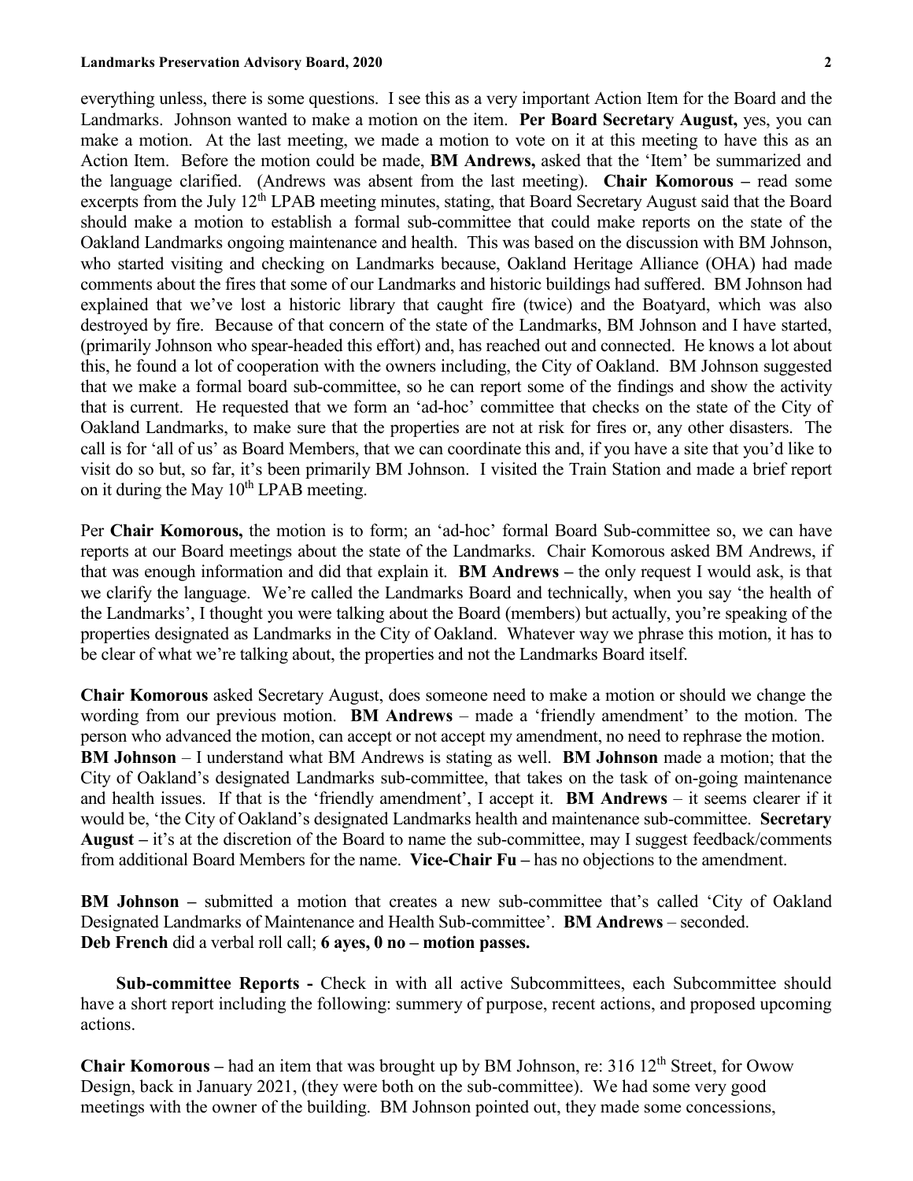everything unless, there is some questions. I see this as a very important Action Item for the Board and the Landmarks. Johnson wanted to make a motion on the item. **Per Board Secretary August,** yes, you can make a motion. At the last meeting, we made a motion to vote on it at this meeting to have this as an Action Item. Before the motion could be made, **BM Andrews,** asked that the 'Item' be summarized and the language clarified. (Andrews was absent from the last meeting). **Chair Komorous –** read some excerpts from the July 12th LPAB meeting minutes, stating, that Board Secretary August said that the Board should make a motion to establish a formal sub-committee that could make reports on the state of the Oakland Landmarks ongoing maintenance and health. This was based on the discussion with BM Johnson, who started visiting and checking on Landmarks because, Oakland Heritage Alliance (OHA) had made comments about the fires that some of our Landmarks and historic buildings had suffered. BM Johnson had explained that we've lost a historic library that caught fire (twice) and the Boatyard, which was also destroyed by fire. Because of that concern of the state of the Landmarks, BM Johnson and I have started, (primarily Johnson who spear-headed this effort) and, has reached out and connected. He knows a lot about this, he found a lot of cooperation with the owners including, the City of Oakland. BM Johnson suggested that we make a formal board sub-committee, so he can report some of the findings and show the activity that is current. He requested that we form an 'ad-hoc' committee that checks on the state of the City of Oakland Landmarks, to make sure that the properties are not at risk for fires or, any other disasters. The call is for 'all of us' as Board Members, that we can coordinate this and, if you have a site that you'd like to visit do so but, so far, it's been primarily BM Johnson. I visited the Train Station and made a brief report on it during the May 10th LPAB meeting.

Per **Chair Komorous,** the motion is to form; an 'ad-hoc' formal Board Sub-committee so, we can have reports at our Board meetings about the state of the Landmarks. Chair Komorous asked BM Andrews, if that was enough information and did that explain it. **BM Andrews –** the only request I would ask, is that we clarify the language. We're called the Landmarks Board and technically, when you say 'the health of the Landmarks', I thought you were talking about the Board (members) but actually, you're speaking of the properties designated as Landmarks in the City of Oakland. Whatever way we phrase this motion, it has to be clear of what we're talking about, the properties and not the Landmarks Board itself.

**Chair Komorous** asked Secretary August, does someone need to make a motion or should we change the wording from our previous motion. **BM Andrews** – made a 'friendly amendment' to the motion. The person who advanced the motion, can accept or not accept my amendment, no need to rephrase the motion. **BM Johnson** – I understand what BM Andrews is stating as well. **BM Johnson** made a motion; that the City of Oakland's designated Landmarks sub-committee, that takes on the task of on-going maintenance and health issues. If that is the 'friendly amendment', I accept it. **BM Andrews** – it seems clearer if it would be, 'the City of Oakland's designated Landmarks health and maintenance sub-committee. **Secretary August –** it's at the discretion of the Board to name the sub-committee, may I suggest feedback/comments from additional Board Members for the name. **Vice-Chair Fu –** has no objections to the amendment.

**BM Johnson –** submitted a motion that creates a new sub-committee that's called 'City of Oakland Designated Landmarks of Maintenance and Health Sub-committee'. **BM Andrews** – seconded. **Deb French** did a verbal roll call; **6 ayes, 0 no – motion passes.**

**Sub-committee Reports -** Check in with all active Subcommittees, each Subcommittee should have a short report including the following: summery of purpose, recent actions, and proposed upcoming actions.

**Chair Komorous –** had an item that was brought up by BM Johnson, re: 316 12th Street, for Owow Design, back in January 2021, (they were both on the sub-committee). We had some very good meetings with the owner of the building. BM Johnson pointed out, they made some concessions,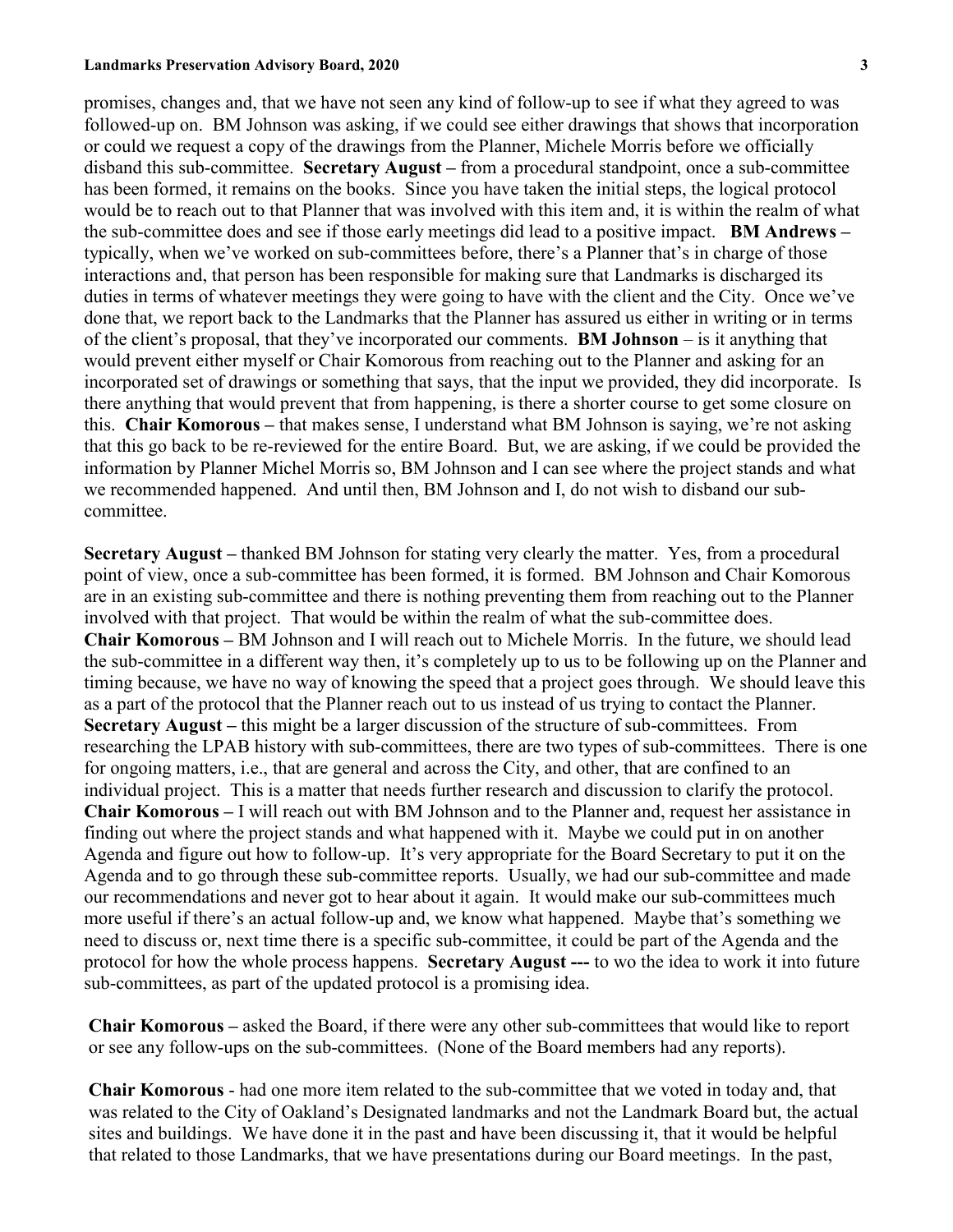promises, changes and, that we have not seen any kind of follow-up to see if what they agreed to was followed-up on. BM Johnson was asking, if we could see either drawings that shows that incorporation or could we request a copy of the drawings from the Planner, Michele Morris before we officially disband this sub-committee. **Secretary August –** from a procedural standpoint, once a sub-committee has been formed, it remains on the books. Since you have taken the initial steps, the logical protocol would be to reach out to that Planner that was involved with this item and, it is within the realm of what the sub-committee does and see if those early meetings did lead to a positive impact. **BM Andrews –** typically, when we've worked on sub-committees before, there's a Planner that's in charge of those interactions and, that person has been responsible for making sure that Landmarks is discharged its duties in terms of whatever meetings they were going to have with the client and the City. Once we've done that, we report back to the Landmarks that the Planner has assured us either in writing or in terms of the client's proposal, that they've incorporated our comments. **BM Johnson** – is it anything that would prevent either myself or Chair Komorous from reaching out to the Planner and asking for an incorporated set of drawings or something that says, that the input we provided, they did incorporate. Is there anything that would prevent that from happening, is there a shorter course to get some closure on this. **Chair Komorous –** that makes sense, I understand what BM Johnson is saying, we're not asking that this go back to be re-reviewed for the entire Board. But, we are asking, if we could be provided the information by Planner Michel Morris so, BM Johnson and I can see where the project stands and what we recommended happened. And until then, BM Johnson and I, do not wish to disband our sub-committee.

**Secretary August –** thanked BM Johnson for stating very clearly the matter. Yes, from a procedural point of view, once a sub-committee has been formed, it is formed. BM Johnson and Chair Komorous are in an existing sub-committee and there is nothing preventing them from reaching out to the Planner involved with that project. That would be within the realm of what the sub-committee does.
**Chair Komorous –** BM Johnson and I will reach out to Michele Morris. In the future, we should lead the sub-committee in a different way then, it's completely up to us to be following up on the Planner and timing because, we have no way of knowing the speed that a project goes through. We should leave this as a part of the protocol that the Planner reach out to us instead of us trying to contact the Planner.
**Secretary August –** this might be a larger discussion of the structure of sub-committees. From researching the LPAB history with sub-committees, there are two types of sub-committees. There is one for ongoing matters, i.e., that are general and across the City, and other, that are confined to an individual project. This is a matter that needs further research and discussion to clarify the protocol.
**Chair Komorous –** I will reach out with BM Johnson and to the Planner and, request her assistance in finding out where the project stands and what happened with it. Maybe we could put in on another Agenda and figure out how to follow-up. It's very appropriate for the Board Secretary to put it on the Agenda and to go through these sub-committee reports. Usually, we had our sub-committee and made our recommendations and never got to hear about it again. It would make our sub-committees much more useful if there's an actual follow-up and, we know what happened. Maybe that's something we need to discuss or, next time there is a specific sub-committee, it could be part of the Agenda and the protocol for how the whole process happens. **Secretary August ---** to wo the idea to work it into future sub-committees, as part of the updated protocol is a promising idea.

**Chair Komorous –** asked the Board, if there were any other sub-committees that would like to report or see any follow-ups on the sub-committees. (None of the Board members had any reports).

**Chair Komorous** - had one more item related to the sub-committee that we voted in today and, that was related to the City of Oakland's Designated landmarks and not the Landmark Board but, the actual sites and buildings. We have done it in the past and have been discussing it, that it would be helpful that related to those Landmarks, that we have presentations during our Board meetings. In the past,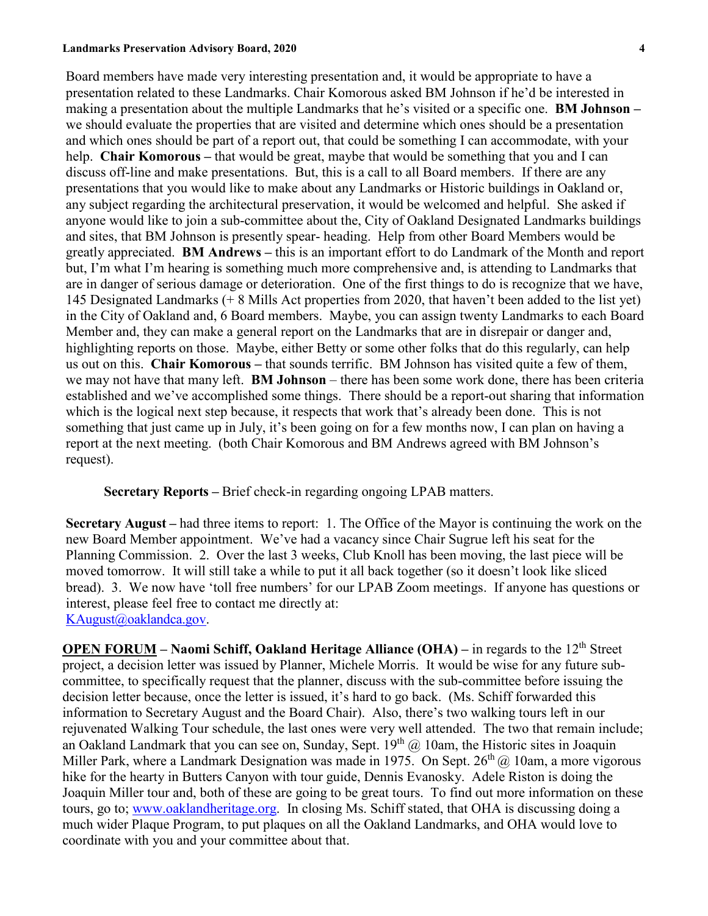Board members have made very interesting presentation and, it would be appropriate to have a presentation related to these Landmarks. Chair Komorous asked BM Johnson if he'd be interested in making a presentation about the multiple Landmarks that he's visited or a specific one. **BM Johnson –** we should evaluate the properties that are visited and determine which ones should be a presentation and which ones should be part of a report out, that could be something I can accommodate, with your help. **Chair Komorous –** that would be great, maybe that would be something that you and I can discuss off-line and make presentations. But, this is a call to all Board members. If there are any presentations that you would like to make about any Landmarks or Historic buildings in Oakland or, any subject regarding the architectural preservation, it would be welcomed and helpful. She asked if anyone would like to join a sub-committee about the, City of Oakland Designated Landmarks buildings and sites, that BM Johnson is presently spear- heading. Help from other Board Members would be greatly appreciated. **BM Andrews –** this is an important effort to do Landmark of the Month and report but, I'm what I'm hearing is something much more comprehensive and, is attending to Landmarks that are in danger of serious damage or deterioration. One of the first things to do is recognize that we have, 145 Designated Landmarks (+ 8 Mills Act properties from 2020, that haven't been added to the list yet) in the City of Oakland and, 6 Board members. Maybe, you can assign twenty Landmarks to each Board Member and, they can make a general report on the Landmarks that are in disrepair or danger and, highlighting reports on those. Maybe, either Betty or some other folks that do this regularly, can help us out on this. **Chair Komorous –** that sounds terrific. BM Johnson has visited quite a few of them, we may not have that many left. **BM Johnson** – there has been some work done, there has been criteria established and we've accomplished some things. There should be a report-out sharing that information which is the logical next step because, it respects that work that's already been done. This is not something that just came up in July, it's been going on for a few months now, I can plan on having a report at the next meeting. (both Chair Komorous and BM Andrews agreed with BM Johnson's request).

**Secretary Reports –** Brief check-in regarding ongoing LPAB matters.

**Secretary August –** had three items to report: 1. The Office of the Mayor is continuing the work on the new Board Member appointment. We've had a vacancy since Chair Sugrue left his seat for the Planning Commission. 2. Over the last 3 weeks, Club Knoll has been moving, the last piece will be moved tomorrow. It will still take a while to put it all back together (so it doesn't look like sliced bread). 3. We now have 'toll free numbers' for our LPAB Zoom meetings. If anyone has questions or interest, please feel free to contact me directly at: KAugust@oaklandca.gov.

**<u>OPEN FORUM</u> – Naomi Schiff, Oakland Heritage Alliance (OHA) –** in regards to the 12th Street project, a decision letter was issued by Planner, Michele Morris. It would be wise for any future sub-committee, to specifically request that the planner, discuss with the sub-committee before issuing the decision letter because, once the letter is issued, it's hard to go back. (Ms. Schiff forwarded this information to Secretary August and the Board Chair). Also, there's two walking tours left in our rejuvenated Walking Tour schedule, the last ones were very well attended. The two that remain include; an Oakland Landmark that you can see on, Sunday, Sept. 19th @ 10am, the Historic sites in Joaquin Miller Park, where a Landmark Designation was made in 1975. On Sept. 26th @ 10am, a more vigorous hike for the hearty in Butters Canyon with tour guide, Dennis Evanosky. Adele Riston is doing the Joaquin Miller tour and, both of these are going to be great tours. To find out more information on these tours, go to; www.oaklandheritage.org. In closing Ms. Schiff stated, that OHA is discussing doing a much wider Plaque Program, to put plaques on all the Oakland Landmarks, and OHA would love to coordinate with you and your committee about that.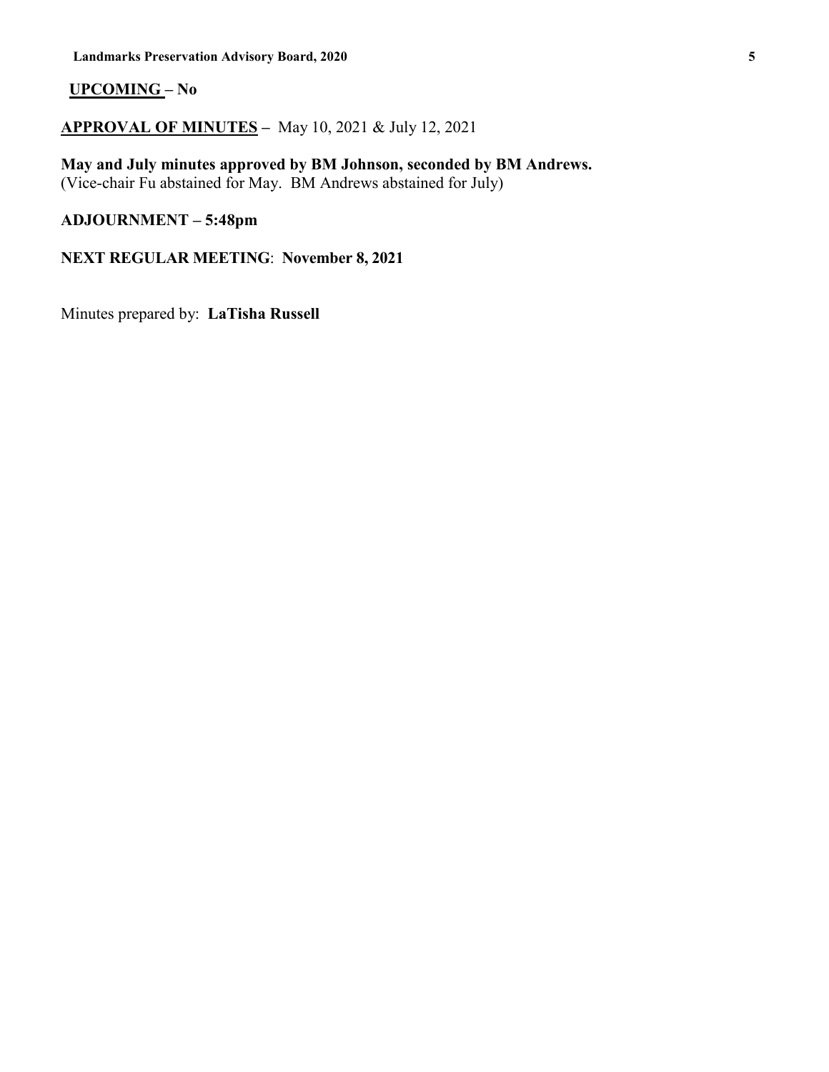**UPCOMING – No**

**APPROVAL OF MINUTES –** May 10, 2021 & July 12, 2021

**May and July minutes approved by BM Johnson, seconded by BM Andrews.**
(Vice-chair Fu abstained for May. BM Andrews abstained for July)

**ADJOURNMENT – 5:48pm**

**NEXT REGULAR MEETING**: **November 8, 2021**

Minutes prepared by: **LaTisha Russell**